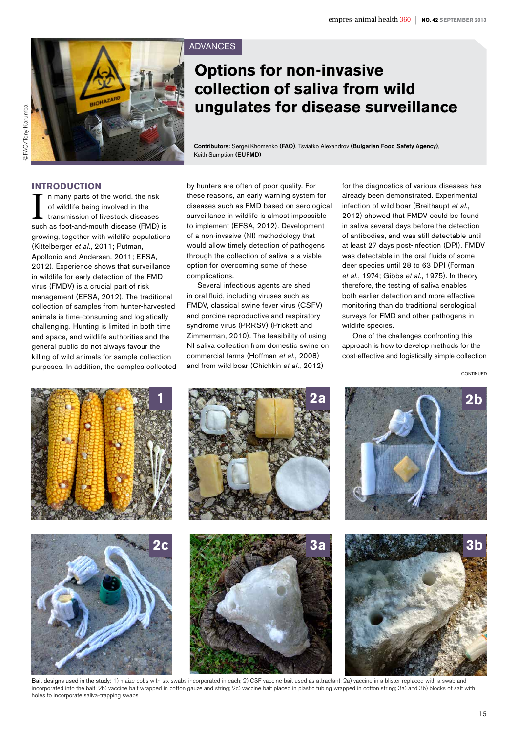ADVANCES

# Options for non-invasive collection of saliva from wild ungulates for disease surveillance

**Contributors:** Sergei Khomenko **(FAO)**, Tsviatko Alexandrov **(Bulgarian Food Safety Agency)**, Keith Sumption **(EUFMD)**

## INTRODUCTION

In many parts of the world, the risk of wildlife being involved in the transmission of livestock diseases such as foot-and-mouth disease (FMD) is growing, together with wildlife populations (Kittelberger *et al.*, 2011; Putman, Apollonio and Andersen, 2011; EFSA, 2012). Experience shows that surveillance in wildlife for early detection of the FMD virus (FMDV) is a crucial part of risk management (EFSA, 2012). The traditional collection of samples from hunter-harvested animals is time-consuming and logistically challenging. Hunting is limited in both time and space, and wildlife authorities and the general public do not always favour the killing of wild animals for sample collection purposes. In addition, the samples collected by hunters are often of poor quality. For these reasons, an early warning system for diseases such as FMD based on serological surveillance in wildlife is almost impossible to implement (EFSA, 2012). Development of a non-invasive (NI) methodology that would allow timely detection of pathogens through the collection of saliva is a viable option for overcoming some of these complications.

Several infectious agents are shed in oral fluid, including viruses such as FMDV, classical swine fever virus (CSFV) and porcine reproductive and respiratory syndrome virus (PRRSV) (Prickett and Zimmerman, 2010). The feasibility of using NI saliva collection from domestic swine on commercial farms (Hoffman *et al.*, 2008) and from wild boar (Chichkin *et al.*, 2012) for the diagnostics of various diseases has already been demonstrated. Experimental infection of wild boar (Breithaupt *et al.*, 2012) showed that FMDV could be found in saliva several days before the detection of antibodies, and was still detectable until at least 27 days post-infection (DPI). FMDV was detectable in the oral fluids of some deer species until 28 to 63 DPI (Forman *et al.*, 1974; Gibbs *et al.*, 1975). In theory therefore, the testing of saliva enables both earlier detection and more effective monitoring than do traditional serological surveys for FMD and other pathogens in wildlife species.

One of the challenges confronting this approach is how to develop methods for the cost-effective and logistically simple collection

Bait designs used in the study: 1) maize cobs with six swabs incorporated in each; 2) CSF vaccine bait used as attractant: 2a) vaccine in a blister replaced with a swab and incorporated into the bait; 2b) vaccine bait wrapped in cotton gauze and string; 2c) vaccine bait placed in plastic tubing wrapped in cotton string; 3a) and 3b) blocks of salt with holes to incorporate saliva-trapping swabs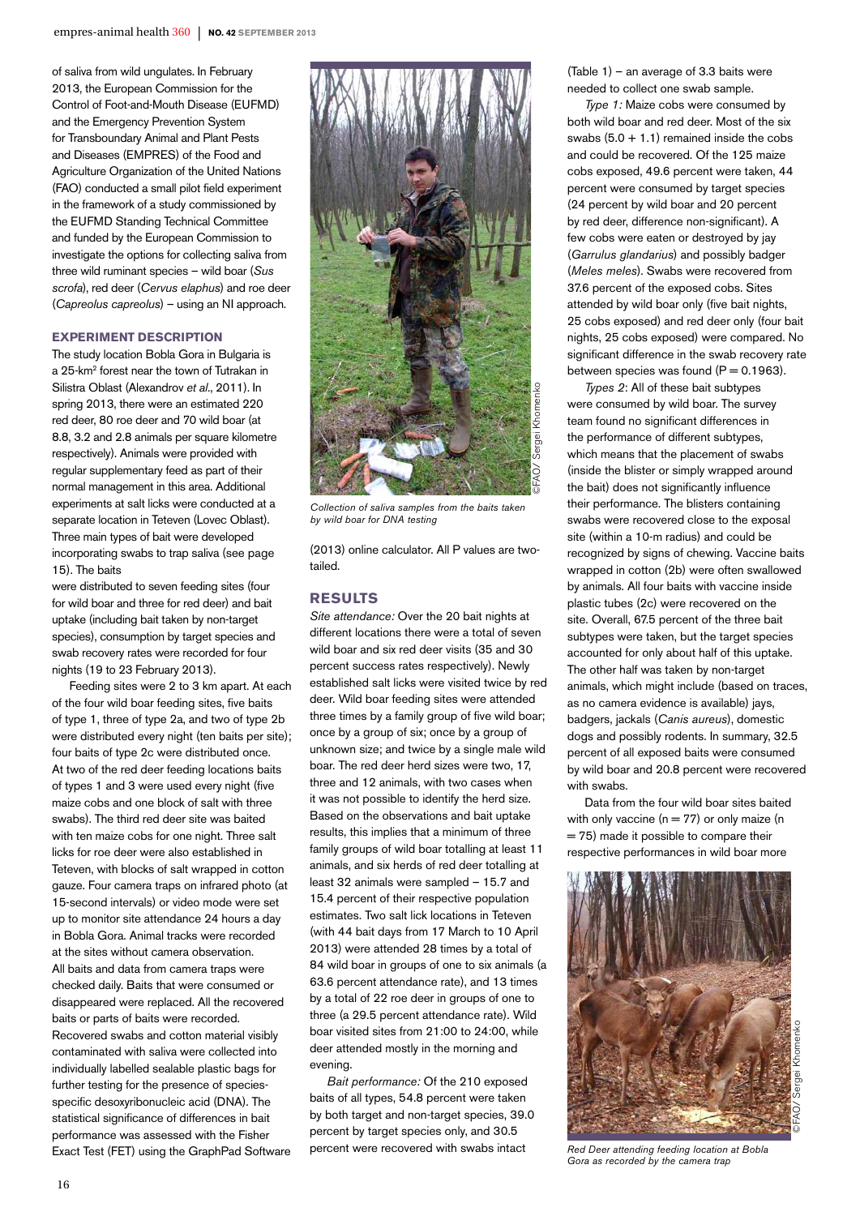of saliva from wild ungulates. In February 2013, the European Commission for the Control of Foot-and-Mouth Disease (EUFMD) and the Emergency Prevention System for Transboundary Animal and Plant Pests and Diseases (EMPRES) of the Food and Agriculture Organization of the United Nations (FAO) conducted a small pilot field experiment in the framework of a study commissioned by the EUFMD Standing Technical Committee and funded by the European Commission to investigate the options for collecting saliva from three wild ruminant species – wild boar (*Sus scrofa*), red deer (*Cervus elaphus*) and roe deer (*Capreolus capreolus*) – using an NI approach.

## EXPERIMENT DESCRIPTION

The study location Bobla Gora in Bulgaria is a 25-km² forest near the town of Tutrakan in Silistra Oblast (Alexandrov *et al*., 2011). In spring 2013, there were an estimated 220 red deer, 80 roe deer and 70 wild boar (at 8.8, 3.2 and 2.8 animals per square kilometre respectively). Animals were provided with regular supplementary feed as part of their normal management in this area. Additional experiments at salt licks were conducted at a separate location in Teteven (Lovec Oblast). Three main types of bait were developed incorporating swabs to trap saliva (see page 15). The baits were distributed to seven feeding sites (four for wild boar and three for red deer) and bait uptake (including bait taken by non-target species), consumption by target species and swab recovery rates were recorded for four nights (19 to 23 February 2013).

Feeding sites were 2 to 3 km apart. At each of the four wild boar feeding sites, five baits of type 1, three of type 2a, and two of type 2b were distributed every night (ten baits per site); four baits of type 2c were distributed once. At two of the red deer feeding locations baits of types 1 and 3 were used every night (five maize cobs and one block of salt with three swabs). The third red deer site was baited with ten maize cobs for one night. Three salt licks for roe deer were also established in Teteven, with blocks of salt wrapped in cotton gauze. Four camera traps on infrared photo (at 15-second intervals) or video mode were set up to monitor site attendance 24 hours a day in Bobla Gora. Animal tracks were recorded at the sites without camera observation. All baits and data from camera traps were checked daily. Baits that were consumed or disappeared were replaced. All the recovered baits or parts of baits were recorded. Recovered swabs and cotton material visibly contaminated with saliva were collected into individually labelled sealable plastic bags for further testing for the presence of species-specific desoxyribonucleic acid (DNA). The statistical significance of differences in bait performance was assessed with the Fisher Exact Test (FET) using the GraphPad Software (2013) online calculator. All P values are two-tailed.

*Collection of saliva samples from the baits taken by wild boar for DNA testing*

## RESULTS

*Site attendance:* Over the 20 bait nights at different locations there were a total of seven wild boar and six red deer visits (35 and 30 percent success rates respectively). Newly established salt licks were visited twice by red deer. Wild boar feeding sites were attended three times by a family group of five wild boar; once by a group of six; once by a group of unknown size; and twice by a single male wild boar. The red deer herd sizes were two, 17, three and 12 animals, with two cases when it was not possible to identify the herd size. Based on the observations and bait uptake results, this implies that a minimum of three family groups of wild boar totalling at least 11 animals, and six herds of red deer totalling at least 32 animals were sampled – 15.7 and 15.4 percent of their respective population estimates. Two salt lick locations in Teteven (with 44 bait days from 17 March to 10 April 2013) were attended 28 times by a total of 84 wild boar in groups of one to six animals (a 63.6 percent attendance rate), and 13 times by a total of 22 roe deer in groups of one to three (a 29.5 percent attendance rate). Wild boar visited sites from 21:00 to 24:00, while deer attended mostly in the morning and evening.

*Bait performance:* Of the 210 exposed baits of all types, 54.8 percent were taken by both target and non-target species, 39.0 percent by target species only, and 30.5 percent were recovered with swabs intact (Table 1) – an average of 3.3 baits were needed to collect one swab sample.

*Type 1:* Maize cobs were consumed by both wild boar and red deer. Most of the six swabs (5.0 + 1.1) remained inside the cobs and could be recovered. Of the 125 maize cobs exposed, 49.6 percent were taken, 44 percent were consumed by target species (24 percent by wild boar and 20 percent by red deer, difference non-significant). A few cobs were eaten or destroyed by jay (*Garrulus glandarius*) and possibly badger (*Meles meles*). Swabs were recovered from 37.6 percent of the exposed cobs. Sites attended by wild boar only (five bait nights, 25 cobs exposed) and red deer only (four bait nights, 25 cobs exposed) were compared. No significant difference in the swab recovery rate between species was found ($P = 0.1963$).

*Types 2:* All of these bait subtypes were consumed by wild boar. The survey team found no significant differences in the performance of different subtypes, which means that the placement of swabs (inside the blister or simply wrapped around the bait) does not significantly influence their performance. The blisters containing swabs were recovered close to the exposal site (within a 10-m radius) and could be recognized by signs of chewing. Vaccine baits wrapped in cotton (2b) were often swallowed by animals. All four baits with vaccine inside plastic tubes (2c) were recovered on the site. Overall, 67.5 percent of the three bait subtypes were taken, but the target species accounted for only about half of this uptake. The other half was taken by non-target animals, which might include (based on traces, as no camera evidence is available) jays, badgers, jackals (*Canis aureus*), domestic dogs and possibly rodents. In summary, 32.5 percent of all exposed baits were consumed by wild boar and 20.8 percent were recovered with swabs.

Data from the four wild boar sites baited with only vaccine ($n = 77$) or only maize ($n = 75$) made it possible to compare their respective performances in wild boar more

*Red Deer attending feeding location at Bobla Gora as recorded by the camera trap*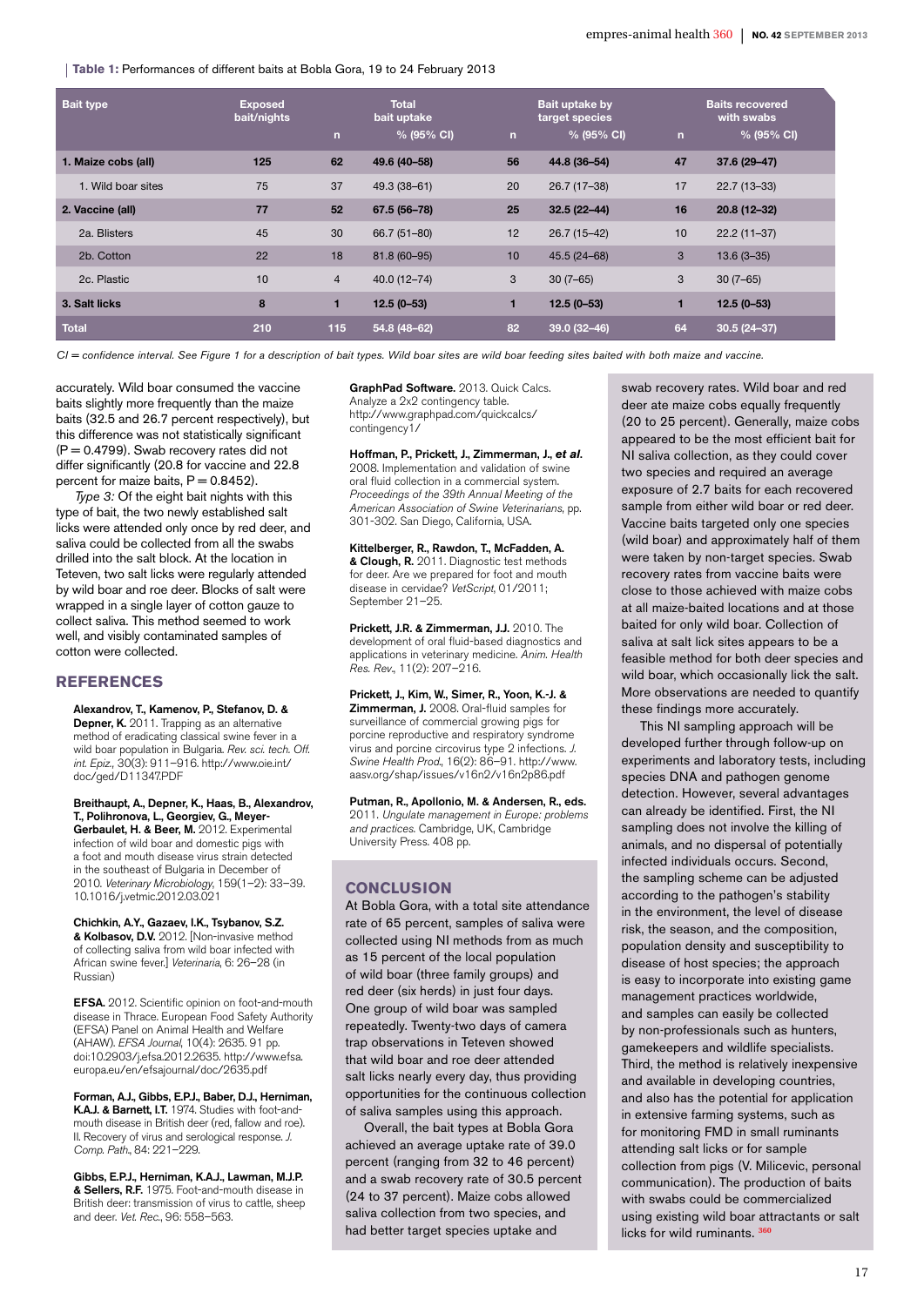**Table 1:** Performances of different baits at Bobla Gora, 19 to 24 February 2013

| Bait type | Exposed bait/nights | Total bait uptake | | Bait uptake by target species | | Baits recovered with swabs | |
|---|---|---|---|---|---|---|---|
| | | n | % (95% CI) | n | % (95% CI) | n | % (95% CI) |
| **1. Maize cobs (all)** | **125** | **62** | **49.6 (40–58)** | **56** | **44.8 (36–54)** | **47** | **37.6 (29–47)** |
| 1. Wild boar sites | 75 | 37 | 49.3 (38–61) | 20 | 26.7 (17–38) | 17 | 22.7 (13–33) |
| **2. Vaccine (all)** | **77** | **52** | **67.5 (56–78)** | **25** | **32.5 (22–44)** | **16** | **20.8 (12–32)** |
| 2a. Blisters | 45 | 30 | 66.7 (51–80) | 12 | 26.7 (15–42) | 10 | 22.2 (11–37) |
| 2b. Cotton | 22 | 18 | 81.8 (60–95) | 10 | 45.5 (24–68) | 3 | 13.6 (3–35) |
| 2c. Plastic | 10 | 4 | 40.0 (12–74) | 3 | 30 (7–65) | 3 | 30 (7–65) |
| **3. Salt licks** | **8** | **1** | **12.5 (0–53)** | **1** | **12.5 (0–53)** | **1** | **12.5 (0–53)** |
| **Total** | **210** | **115** | **54.8 (48–62)** | **82** | **39.0 (32–46)** | **64** | **30.5 (24–37)** |

*CI = confidence interval. See Figure 1 for a description of bait types. Wild boar sites are wild boar feeding sites baited with both maize and vaccine.*

accurately. Wild boar consumed the vaccine baits slightly more frequently than the maize baits (32.5 and 26.7 percent respectively), but this difference was not statistically significant ($P = 0.4799$). Swab recovery rates did not differ significantly (20.8 for vaccine and 22.8 percent for maize baits, $P = 0.8452$).

*Type 3:* Of the eight bait nights with this type of bait, the two newly established salt licks were attended only once by red deer, and saliva could be collected from all the swabs drilled into the salt block. At the location in Teteven, two salt licks were regularly attended by wild boar and roe deer. Blocks of salt were wrapped in a single layer of cotton gauze to collect saliva. This method seemed to work well, and visibly contaminated samples of cotton were collected.

## REFERENCES

**Alexandrov, T., Kamenov, P., Stefanov, D. & Depner, K.** 2011. Trapping as an alternative method of eradicating classical swine fever in a wild boar population in Bulgaria. *Rev. sci. tech. Off. int. Epiz.,* 30(3): 911–916. http://www.oie.int/doc/ged/D11347.PDF

**Breithaupt, A., Depner, K., Haas, B., Alexandrov, T., Polihronova, L., Georgiev, G., Meyer-Gerbaulet, H. & Beer, M.** 2012. Experimental infection of wild boar and domestic pigs with a foot and mouth disease virus strain detected in the southeast of Bulgaria in December of 2010. *Veterinary Microbiology,* 159(1–2): 33–39. 10.1016/j.vetmic.2012.03.021

**Chichkin, A.Y., Gazaev, I.K., Tsybanov, S.Z. & Kolbasov, D.V.** 2012. [Non-invasive method of collecting saliva from wild boar infected with African swine fever.] *Veterinaria,* 6: 26–28 (in Russian)

**EFSA.** 2012. Scientific opinion on foot-and-mouth disease in Thrace. European Food Safety Authority (EFSA) Panel on Animal Health and Welfare (AHAW). *EFSA Journal,* 10(4): 2635. 91 pp. doi:10.2903/j.efsa.2012.2635. http://www.efsa.europa.eu/en/efsajournal/doc/2635.pdf

**Forman, A.J., Gibbs, E.P.J., Baber, D.J., Herniman, K.A.J. & Barnett, I.T.** 1974. Studies with foot-and-mouth disease in British deer (red, fallow and roe). II. Recovery of virus and serological response. *J. Comp. Path.,* 84: 221–229.

**Gibbs, E.P.J., Herniman, K.A.J., Lawman, M.J.P. & Sellers, R.F.** 1975. Foot-and-mouth disease in British deer: transmission of virus to cattle, sheep and deer. *Vet. Rec.,* 96: 558–563.

**GraphPad Software.** 2013. Quick Calcs. Analyze a 2x2 contingency table. http://www.graphpad.com/quickcalcs/contingency1/

**Hoffman, P., Prickett, J., Zimmerman, J., *et al.*** 2008. Implementation and validation of swine oral fluid collection in a commercial system. *Proceedings of the 39th Annual Meeting of the American Association of Swine Veterinarians,* pp. 301-302. San Diego, California, USA.

**Kittelberger, R., Rawdon, T., McFadden, A. & Clough, R.** 2011. Diagnostic test methods for deer. Are we prepared for foot and mouth disease in cervidae? *VetScript,* 01/2011; September 21–25.

**Prickett, J.R. & Zimmerman, J.J.** 2010. The development of oral fluid-based diagnostics and applications in veterinary medicine. *Anim. Health Res. Rev.,* 11(2): 207–216.

**Prickett, J., Kim, W., Simer, R., Yoon, K.-J. & Zimmerman, J.** 2008. Oral-fluid samples for surveillance of commercial growing pigs for porcine reproductive and respiratory syndrome virus and porcine circovirus type 2 infections. *J. Swine Health Prod.,* 16(2): 86–91. http://www.aasv.org/shap/issues/v16n2/v16n2p86.pdf

**Putman, R., Apollonio, M. & Andersen, R., eds.** 2011. *Ungulate management in Europe: problems and practices.* Cambridge, UK, Cambridge University Press. 408 pp.

## CONCLUSION

At Bobla Gora, with a total site attendance rate of 65 percent, samples of saliva were collected using NI methods from as much as 15 percent of the local population of wild boar (three family groups) and red deer (six herds) in just four days. One group of wild boar was sampled repeatedly. Twenty-two days of camera trap observations in Teteven showed that wild boar and roe deer attended salt licks nearly every day, thus providing opportunities for the continuous collection of saliva samples using this approach.

Overall, the bait types at Bobla Gora achieved an average uptake rate of 39.0 percent (ranging from 32 to 46 percent) and a swab recovery rate of 30.5 percent (24 to 37 percent). Maize cobs allowed saliva collection from two species, and had better target species uptake and swab recovery rates. Wild boar and red deer ate maize cobs equally frequently (20 to 25 percent). Generally, maize cobs appeared to be the most efficient bait for NI saliva collection, as they could cover two species and required an average exposure of 2.7 baits for each recovered sample from either wild boar or red deer. Vaccine baits targeted only one species (wild boar) and approximately half of them were taken by non-target species. Swab recovery rates from vaccine baits were close to those achieved with maize cobs at all maize-baited locations and at those baited for only wild boar. Collection of saliva at salt lick sites appears to be a feasible method for both deer species and wild boar, which occasionally lick the salt. More observations are needed to quantify these findings more accurately.

This NI sampling approach will be developed further through follow-up on experiments and laboratory tests, including species DNA and pathogen genome detection. However, several advantages can already be identified. First, the NI sampling does not involve the killing of animals, and no dispersal of potentially infected individuals occurs. Second, the sampling scheme can be adjusted according to the pathogen's stability in the environment, the level of disease risk, the season, and the composition, population density and susceptibility to disease of host species; the approach is easy to incorporate into existing game management practices worldwide, and samples can easily be collected by non-professionals such as hunters, gamekeepers and wildlife specialists. Third, the method is relatively inexpensive and available in developing countries, and also has the potential for application in extensive farming systems, such as for monitoring FMD in small ruminants attending salt licks or for sample collection from pigs (V. Milicevic, personal communication). The production of baits with swabs could be commercialized using existing wild boar attractants or salt licks for wild ruminants.